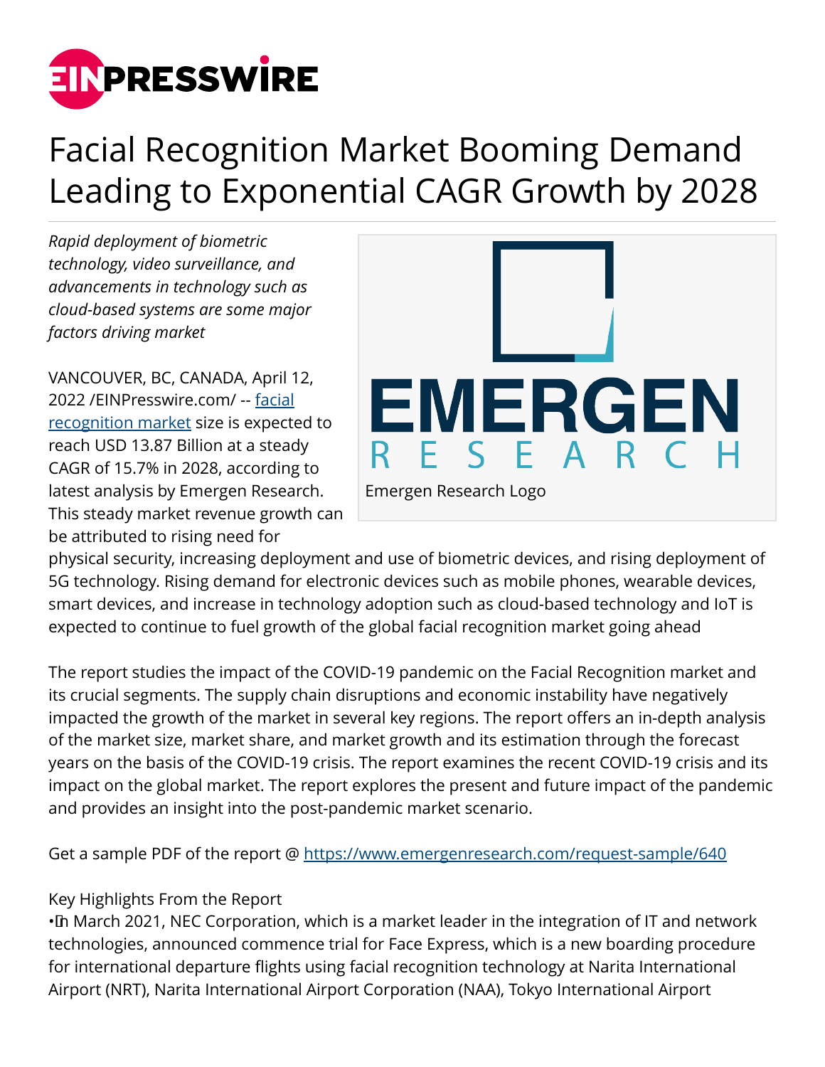# Facial Recognition Market Booming Demand Leading to Exponential CAGR Growth by 2028

*Rapid deployment of biometric technology, video surveillance, and advancements in technology such as cloud-based systems are some major factors driving market*

Emergen Research Logo

VANCOUVER, BC, CANADA, April 12, 2022 /EINPresswire.com/ -- facial recognition market size is expected to reach USD 13.87 Billion at a steady CAGR of 15.7% in 2028, according to latest analysis by Emergen Research. This steady market revenue growth can be attributed to rising need for physical security, increasing deployment and use of biometric devices, and rising deployment of 5G technology. Rising demand for electronic devices such as mobile phones, wearable devices, smart devices, and increase in technology adoption such as cloud-based technology and IoT is expected to continue to fuel growth of the global facial recognition market going ahead

The report studies the impact of the COVID-19 pandemic on the Facial Recognition market and its crucial segments. The supply chain disruptions and economic instability have negatively impacted the growth of the market in several key regions. The report offers an in-depth analysis of the market size, market share, and market growth and its estimation through the forecast years on the basis of the COVID-19 crisis. The report examines the recent COVID-19 crisis and its impact on the global market. The report explores the present and future impact of the pandemic and provides an insight into the post-pandemic market scenario.

Get a sample PDF of the report @ https://www.emergenresearch.com/request-sample/640

Key Highlights From the Report

• In March 2021, NEC Corporation, which is a market leader in the integration of IT and network technologies, announced commence trial for Face Express, which is a new boarding procedure for international departure flights using facial recognition technology at Narita International Airport (NRT), Narita International Airport Corporation (NAA), Tokyo International Airport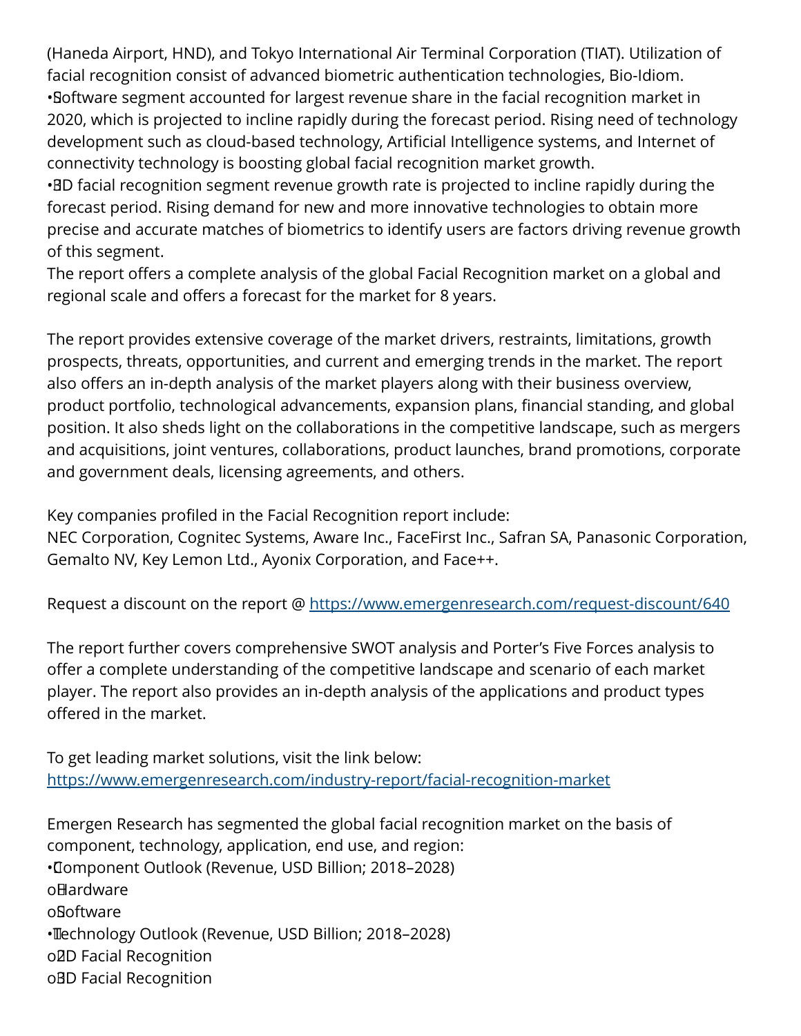(Haneda Airport, HND), and Tokyo International Air Terminal Corporation (TIAT). Utilization of facial recognition consist of advanced biometric authentication technologies, Bio-Idiom.

- Software segment accounted for largest revenue share in the facial recognition market in 2020, which is projected to incline rapidly during the forecast period. Rising need of technology development such as cloud-based technology, Artificial Intelligence systems, and Internet of connectivity technology is boosting global facial recognition market growth.
- 3D facial recognition segment revenue growth rate is projected to incline rapidly during the forecast period. Rising demand for new and more innovative technologies to obtain more precise and accurate matches of biometrics to identify users are factors driving revenue growth of this segment.

The report offers a complete analysis of the global Facial Recognition market on a global and regional scale and offers a forecast for the market for 8 years.

The report provides extensive coverage of the market drivers, restraints, limitations, growth prospects, threats, opportunities, and current and emerging trends in the market. The report also offers an in-depth analysis of the market players along with their business overview, product portfolio, technological advancements, expansion plans, financial standing, and global position. It also sheds light on the collaborations in the competitive landscape, such as mergers and acquisitions, joint ventures, collaborations, product launches, brand promotions, corporate and government deals, licensing agreements, and others.

Key companies profiled in the Facial Recognition report include:
NEC Corporation, Cognitec Systems, Aware Inc., FaceFirst Inc., Safran SA, Panasonic Corporation, Gemalto NV, Key Lemon Ltd., Ayonix Corporation, and Face++.

Request a discount on the report @ https://www.emergenresearch.com/request-discount/640

The report further covers comprehensive SWOT analysis and Porter's Five Forces analysis to offer a complete understanding of the competitive landscape and scenario of each market player. The report also provides an in-depth analysis of the applications and product types offered in the market.

To get leading market solutions, visit the link below:
https://www.emergenresearch.com/industry-report/facial-recognition-market

Emergen Research has segmented the global facial recognition market on the basis of component, technology, application, end use, and region:

- Component Outlook (Revenue, USD Billion; 2018–2028)
  - Hardware
  - Software
- Technology Outlook (Revenue, USD Billion; 2018–2028)
  - 2D Facial Recognition
  - 3D Facial Recognition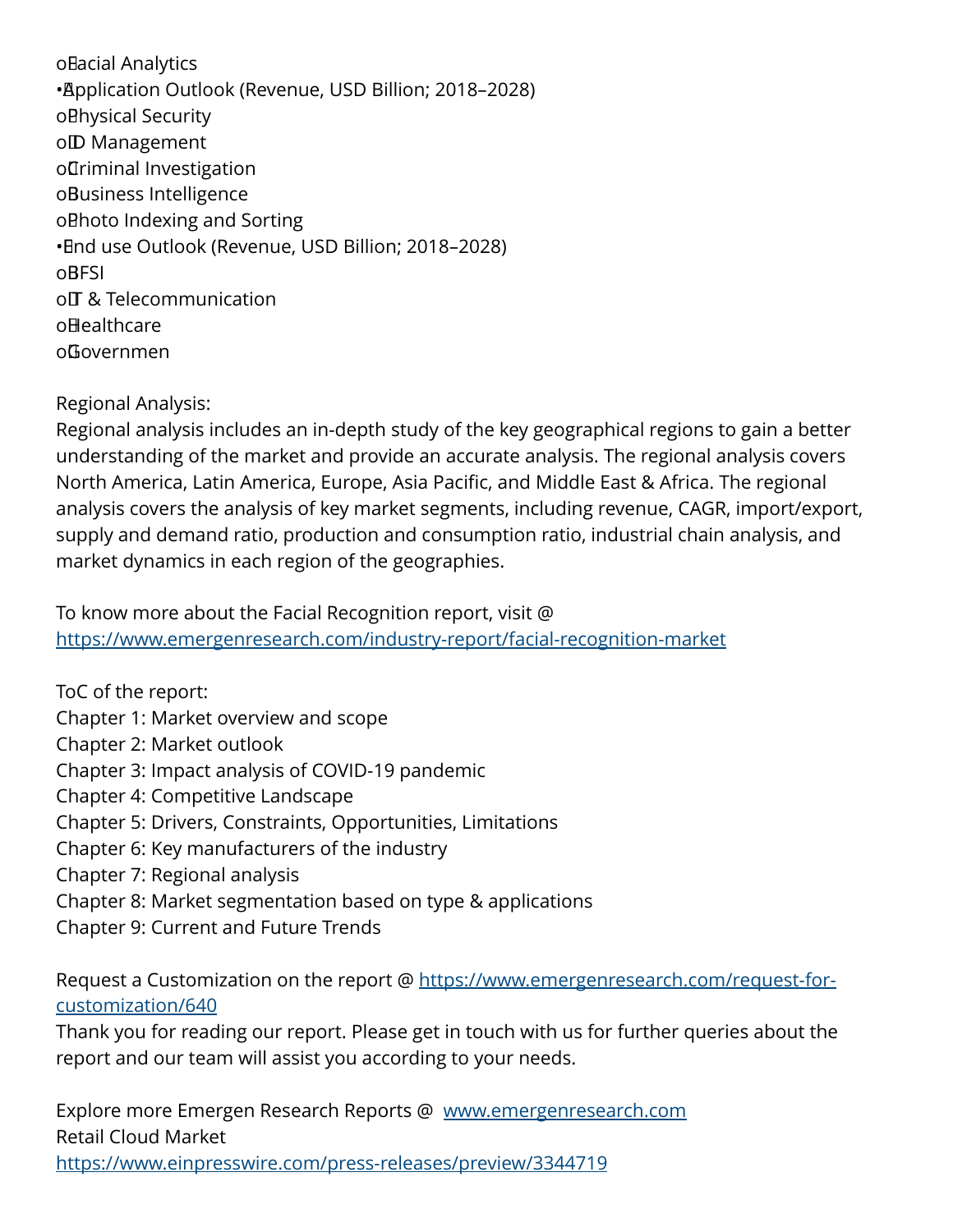- Facial Analytics

• Application Outlook (Revenue, USD Billion; 2018–2028)
  - Physical Security
  - ID Management
  - Criminal Investigation
  - Business Intelligence
  - Photo Indexing and Sorting

• End use Outlook (Revenue, USD Billion; 2018–2028)
  - BFSI
  - IT & Telecommunication
  - Healthcare
  - Governmen

Regional Analysis:
Regional analysis includes an in-depth study of the key geographical regions to gain a better understanding of the market and provide an accurate analysis. The regional analysis covers North America, Latin America, Europe, Asia Pacific, and Middle East & Africa. The regional analysis covers the analysis of key market segments, including revenue, CAGR, import/export, supply and demand ratio, production and consumption ratio, industrial chain analysis, and market dynamics in each region of the geographies.

To know more about the Facial Recognition report, visit @
https://www.emergenresearch.com/industry-report/facial-recognition-market

ToC of the report:
Chapter 1: Market overview and scope
Chapter 2: Market outlook
Chapter 3: Impact analysis of COVID-19 pandemic
Chapter 4: Competitive Landscape
Chapter 5: Drivers, Constraints, Opportunities, Limitations
Chapter 6: Key manufacturers of the industry
Chapter 7: Regional analysis
Chapter 8: Market segmentation based on type & applications
Chapter 9: Current and Future Trends

Request a Customization on the report @ https://www.emergenresearch.com/request-for-customization/640
Thank you for reading our report. Please get in touch with us for further queries about the report and our team will assist you according to your needs.

Explore more Emergen Research Reports @ www.emergenresearch.com
Retail Cloud Market
https://www.einpresswire.com/press-releases/preview/3344719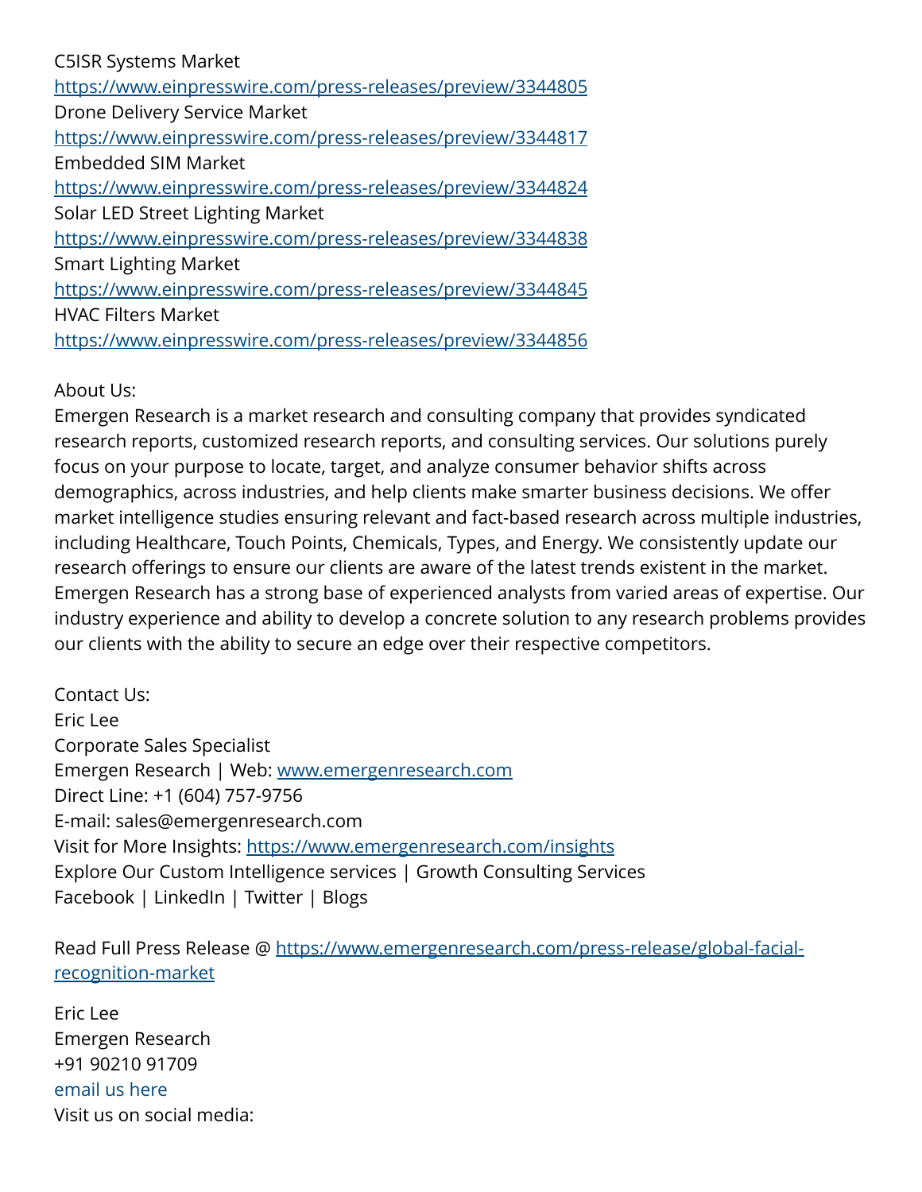C5ISR Systems Market
https://www.einpresswire.com/press-releases/preview/3344805
Drone Delivery Service Market
https://www.einpresswire.com/press-releases/preview/3344817
Embedded SIM Market
https://www.einpresswire.com/press-releases/preview/3344824
Solar LED Street Lighting Market
https://www.einpresswire.com/press-releases/preview/3344838
Smart Lighting Market
https://www.einpresswire.com/press-releases/preview/3344845
HVAC Filters Market
https://www.einpresswire.com/press-releases/preview/3344856

About Us:
Emergen Research is a market research and consulting company that provides syndicated research reports, customized research reports, and consulting services. Our solutions purely focus on your purpose to locate, target, and analyze consumer behavior shifts across demographics, across industries, and help clients make smarter business decisions. We offer market intelligence studies ensuring relevant and fact-based research across multiple industries, including Healthcare, Touch Points, Chemicals, Types, and Energy. We consistently update our research offerings to ensure our clients are aware of the latest trends existent in the market. Emergen Research has a strong base of experienced analysts from varied areas of expertise. Our industry experience and ability to develop a concrete solution to any research problems provides our clients with the ability to secure an edge over their respective competitors.

Contact Us:
Eric Lee
Corporate Sales Specialist
Emergen Research | Web: www.emergenresearch.com
Direct Line: +1 (604) 757-9756
E-mail: sales@emergenresearch.com
Visit for More Insights: https://www.emergenresearch.com/insights
Explore Our Custom Intelligence services | Growth Consulting Services
Facebook | LinkedIn | Twitter | Blogs

Read Full Press Release @ https://www.emergenresearch.com/press-release/global-facial-recognition-market

Eric Lee
Emergen Research
+91 90210 91709
email us here
Visit us on social media: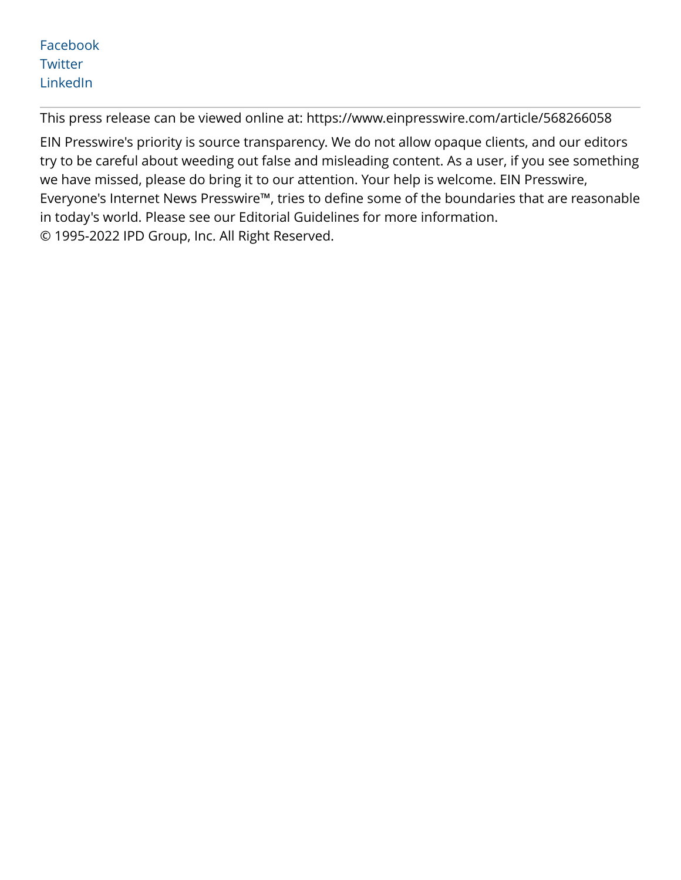Facebook
Twitter
LinkedIn

---

This press release can be viewed online at: https://www.einpresswire.com/article/568266058

EIN Presswire's priority is source transparency. We do not allow opaque clients, and our editors try to be careful about weeding out false and misleading content. As a user, if you see something we have missed, please do bring it to our attention. Your help is welcome. EIN Presswire, Everyone's Internet News Presswire™, tries to define some of the boundaries that are reasonable in today's world. Please see our Editorial Guidelines for more information.
© 1995-2022 IPD Group, Inc. All Right Reserved.